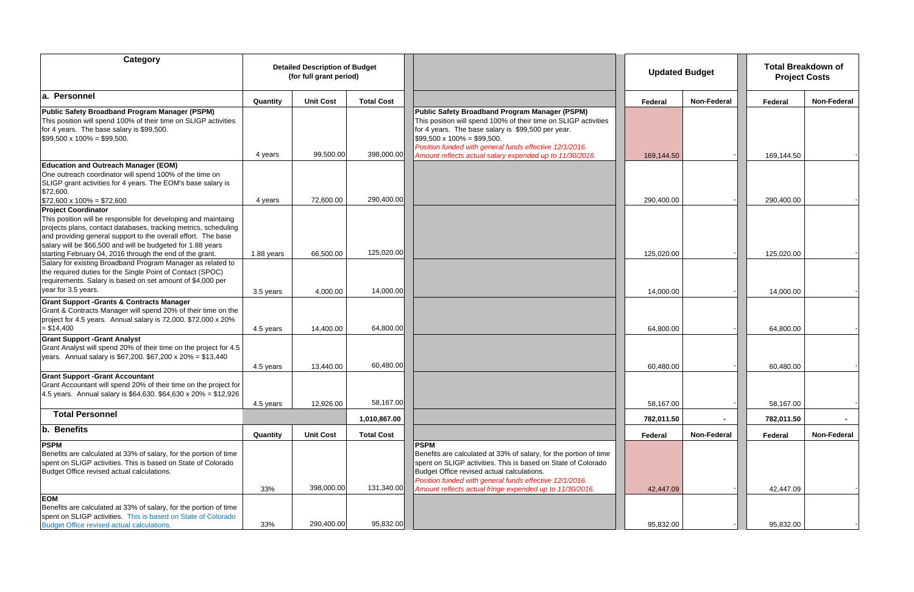| Category | Detailed Description of Budget (for full grant period) | | | | Updated Budget | | Total Breakdown of Project Costs | |
|---|---|---|---|---|---|---|---|---|
| **a. Personnel** | **Quantity** | **Unit Cost** | **Total Cost** | | **Federal** | **Non-Federal** | **Federal** | **Non-Federal** |
| **Public Safety Broadband Program Manager (PSPM)** This position will spend 100% of their time on SLIGP activities for 4 years. The base salary is $99,500. $99,500 x 100% = $99,500. | 4 years | 99,500.00 | 398,000.00 | **Public Safety Broadband Program Manager (PSPM)** This position will spend 100% of their time on SLIGP activities for 4 years. The base salary is $99,500 per year. $99,500 x 100% = $99,500. *Position funded with general funds effective 12/1/2016. Amount reflects actual salary expended up to 11/30/2016.* | 169,144.50 | - | 169,144.50 | - |
| **Education and Outreach Manager (EOM)** One outreach coordinator will spend 100% of the time on SLIGP grant activities for 4 years. The EOM's base salary is $72,600. $72,600 x 100% = $72,600 | 4 years | 72,600.00 | 290,400.00 | | 290,400.00 | - | 290,400.00 | - |
| **Project Coordinator** This position will be responsible for developing and maintaing projects plans, contact databases, tracking metrics, scheduling and providing general support to the overall effort. The base salary will be $66,500 and will be budgeted for 1.88 years starting February 04, 2016 through the end of the grant. | 1.88 years | 66,500.00 | 125,020.00 | | 125,020.00 | - | 125,020.00 | - |
| Salary for existing Broadband Program Manager as related to the required duties for the Single Point of Contact (SPOC) requirements. Salary is based on set amount of $4,000 per year for 3.5 years. | 3.5 years | 4,000.00 | 14,000.00 | | 14,000.00 | - | 14,000.00 | - |
| **Grant Support -Grants & Contracts Manager** Grant & Contracts Manager will spend 20% of their time on the project for 4.5 years. Annual salary is 72,000. $72,000 x 20% = $14,400 | 4.5 years | 14,400.00 | 64,800.00 | | 64,800.00 | - | 64,800.00 | - |
| **Grant Support -Grant Analyst** Grant Analyst will spend 20% of their time on the project for 4.5 years. Annual salary is $67,200. $67,200 x 20% = $13,440 | 4.5 years | 13,440.00 | 60,480.00 | | 60,480.00 | - | 60,480.00 | - |
| **Grant Support -Grant Accountant** Grant Accountant will spend 20% of their time on the project for 4.5 years. Annual salary is $64,630. $64,630 x 20% = $12,926 | 4.5 years | 12,926.00 | 58,167.00 | | 58,167.00 | - | 58,167.00 | - |
| **Total Personnel** | | | **1,010,867.00** | | **782,011.50** | **-** | **782,011.50** | **-** |
| **b. Benefits** | **Quantity** | **Unit Cost** | **Total Cost** | | **Federal** | **Non-Federal** | **Federal** | **Non-Federal** |
| **PSPM** Benefits are calculated at 33% of salary, for the portion of time spent on SLIGP activities. This is based on State of Colorado Budget Office revised actual calculations. | 33% | 398,000.00 | 131,340.00 | **PSPM** Benefits are calculated at 33% of salary, for the portion of time spent on SLIGP activities. This is based on State of Colorado Budget Office revised actual calculations. *Position funded with general funds effective 12/1/2016. Amount reflects actual fringe expended up to 11/30/2016.* | 42,447.09 | - | 42,447.09 | - |
| **EOM** Benefits are calculated at 33% of salary, for the portion of time spent on SLIGP activities. This is based on State of Colorado Budget Office revised actual calculations. | 33% | 290,400.00 | 95,832.00 | | 95,832.00 | - | 95,832.00 | - |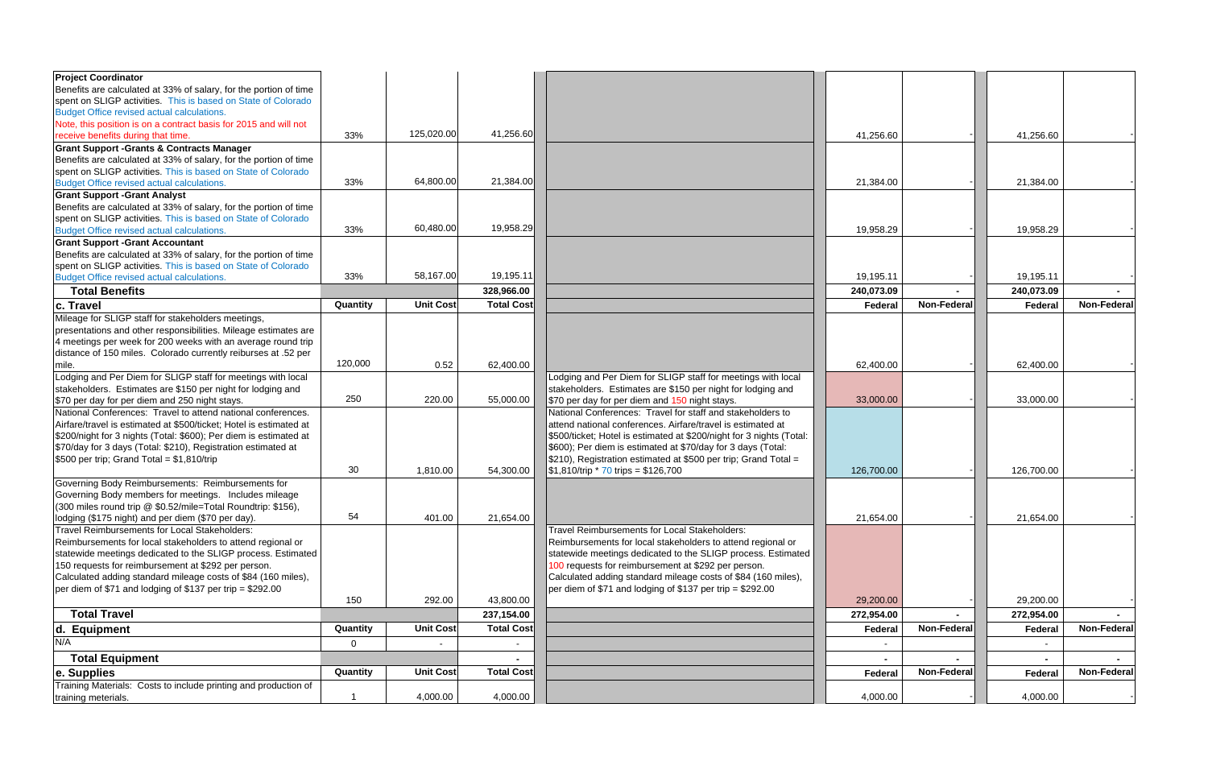| Description | Quantity | Unit Cost | Total Cost | Revised Description | Federal | Non-Federal | Federal | Non-Federal |
|---|---|---|---|---|---|---|---|---|
| **Project Coordinator** Benefits are calculated at 33% of salary, for the portion of time spent on SLIGP activities. This is based on State of Colorado Budget Office revised actual calculations. Note, this position is on a contract basis for 2015 and will not receive benefits during that time. | 33% | 125,020.00 | 41,256.60 | | 41,256.60 | - | 41,256.60 | - |
| **Grant Support -Grants & Contracts Manager** Benefits are calculated at 33% of salary, for the portion of time spent on SLIGP activities. This is based on State of Colorado Budget Office revised actual calculations. | 33% | 64,800.00 | 21,384.00 | | 21,384.00 | - | 21,384.00 | - |
| **Grant Support -Grant Analyst** Benefits are calculated at 33% of salary, for the portion of time spent on SLIGP activities. This is based on State of Colorado Budget Office revised actual calculations. | 33% | 60,480.00 | 19,958.29 | | 19,958.29 | - | 19,958.29 | - |
| **Grant Support -Grant Accountant** Benefits are calculated at 33% of salary, for the portion of time spent on SLIGP activities. This is based on State of Colorado Budget Office revised actual calculations. | 33% | 58,167.00 | 19,195.11 | | 19,195.11 | - | 19,195.11 | - |
| **Total Benefits** | | | 328,966.00 | | 240,073.09 | - | 240,073.09 | - |
| **c. Travel** | **Quantity** | **Unit Cost** | **Total Cost** | | **Federal** | **Non-Federal** | **Federal** | **Non-Federal** |
| Mileage for SLIGP staff for stakeholders meetings, presentations and other responsibilities. Mileage estimates are 4 meetings per week for 200 weeks with an average round trip distance of 150 miles. Colorado currently reiburses at .52 per mile. | 120,000 | 0.52 | 62,400.00 | | 62,400.00 | - | 62,400.00 | - |
| Lodging and Per Diem for SLIGP staff for meetings with local stakeholders. Estimates are $150 per night for lodging and $70 per day for per diem and 250 night stays. | 250 | 220.00 | 55,000.00 | Lodging and Per Diem for SLIGP staff for meetings with local stakeholders. Estimates are $150 per night for lodging and $70 per day for per diem and 150 night stays. | 33,000.00 | - | 33,000.00 | - |
| National Conferences: Travel to attend national conferences. Airfare/travel is estimated at $500/ticket; Hotel is estimated at $200/night for 3 nights (Total: $600); Per diem is estimated at $70/day for 3 days (Total: $210), Registration estimated at $500 per trip; Grand Total = $1,810/trip | 30 | 1,810.00 | 54,300.00 | National Conferences: Travel for staff and stakeholders to attend national conferences. Airfare/travel is estimated at $500/ticket; Hotel is estimated at $200/night for 3 nights (Total: $600); Per diem is estimated at $70/day for 3 days (Total: $210), Registration estimated at $500 per trip; Grand Total = $1,810/trip * 70 trips = $126,700 | 126,700.00 | - | 126,700.00 | - |
| Governing Body Reimbursements: Reimbursements for Governing Body members for meetings. Includes mileage (300 miles round trip @ $0.52/mile=Total Roundtrip: $156), lodging ($175 night) and per diem ($70 per day). | 54 | 401.00 | 21,654.00 | | 21,654.00 | - | 21,654.00 | - |
| Travel Reimbursements for Local Stakeholders: Reimbursements for local stakeholders to attend regional or statewide meetings dedicated to the SLIGP process. Estimated 150 requests for reimbursement at $292 per person. Calculated adding standard mileage costs of $84 (160 miles), per diem of $71 and lodging of $137 per trip = $292.00 | 150 | 292.00 | 43,800.00 | Travel Reimbursements for Local Stakeholders: Reimbursements for local stakeholders to attend regional or statewide meetings dedicated to the SLIGP process. Estimated 100 requests for reimbursement at $292 per person. Calculated adding standard mileage costs of $84 (160 miles), per diem of $71 and lodging of $137 per trip = $292.00 | 29,200.00 | - | 29,200.00 | - |
| **Total Travel** | | | 237,154.00 | | 272,954.00 | - | 272,954.00 | - |
| **d. Equipment** | **Quantity** | **Unit Cost** | **Total Cost** | | **Federal** | **Non-Federal** | **Federal** | **Non-Federal** |
| N/A | 0 | - | - | | - | | - | |
| **Total Equipment** | | | - | | - | - | - | - |
| **e. Supplies** | **Quantity** | **Unit Cost** | **Total Cost** | | **Federal** | **Non-Federal** | **Federal** | **Non-Federal** |
| Training Materials: Costs to include printing and production of training meterials. | 1 | 4,000.00 | 4,000.00 | | 4,000.00 | - | 4,000.00 | - |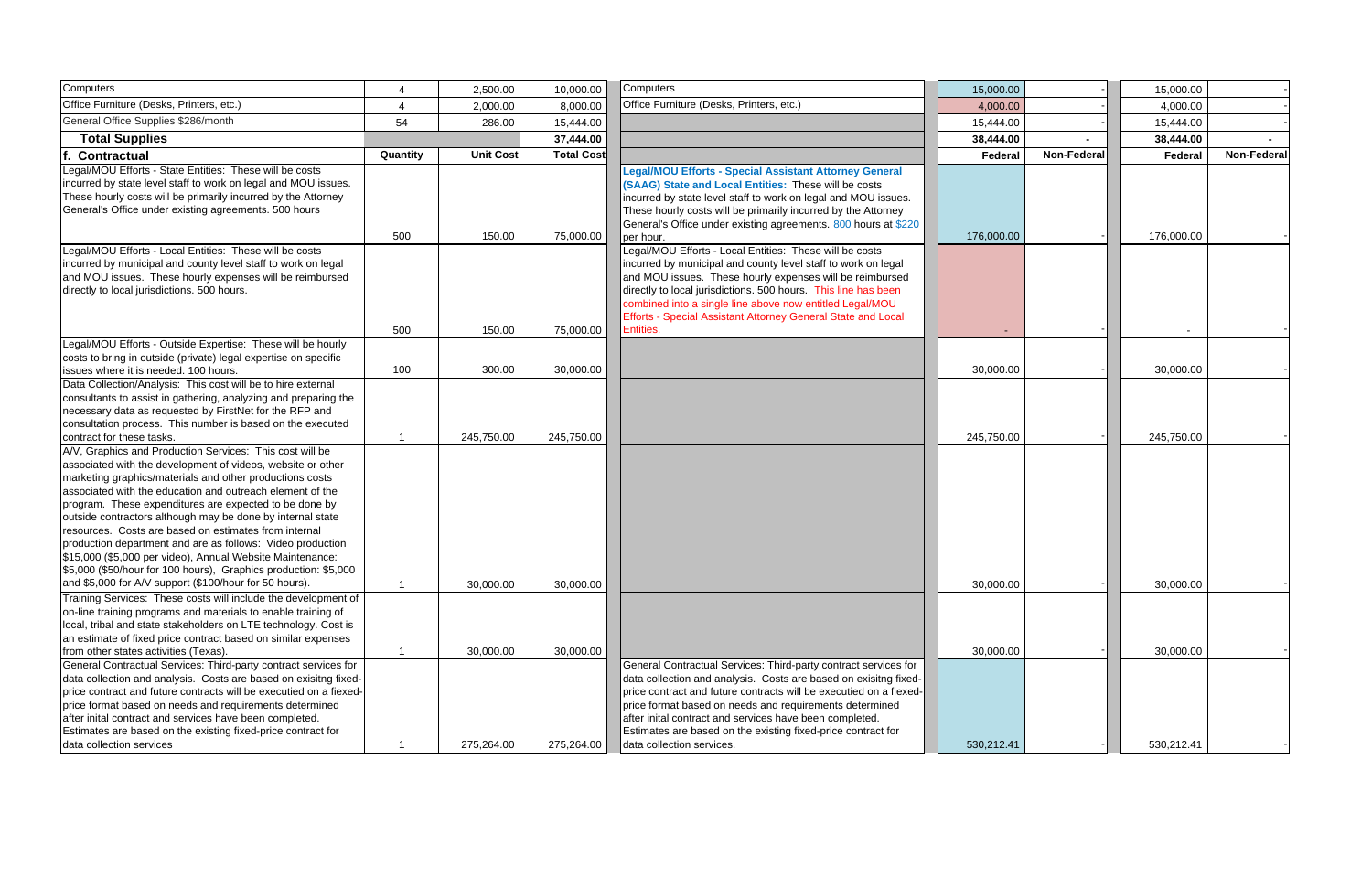| | Quantity | Unit Cost | Total Cost | | Federal | Non-Federal | Federal | Non-Federal |
|---|---|---|---|---|---|---|---|---|
| Computers | 4 | 2,500.00 | 10,000.00 | Computers | 15,000.00 | - | 15,000.00 | - |
| Office Furniture (Desks, Printers, etc.) | 4 | 2,000.00 | 8,000.00 | Office Furniture (Desks, Printers, etc.) | 4,000.00 | - | 4,000.00 | - |
| General Office Supplies $286/month | 54 | 286.00 | 15,444.00 | | 15,444.00 | - | 15,444.00 | - |
| **Total Supplies** | | | **37,444.00** | | **38,444.00** | **-** | **38,444.00** | **-** |
| **f. Contractual** | **Quantity** | **Unit Cost** | **Total Cost** | | **Federal** | **Non-Federal** | **Federal** | **Non-Federal** |
| Legal/MOU Efforts - State Entities: These will be costs incurred by state level staff to work on legal and MOU issues. These hourly costs will be primarily incurred by the Attorney General's Office under existing agreements. 500 hours | 500 | 150.00 | 75,000.00 | **Legal/MOU Efforts - Special Assistant Attorney General (SAAG) State and Local Entities:** These will be costs incurred by state level staff to work on legal and MOU issues. These hourly costs will be primarily incurred by the Attorney General's Office under existing agreements. 800 hours at $220 per hour. | 176,000.00 | - | 176,000.00 | - |
| Legal/MOU Efforts - Local Entities: These will be costs incurred by municipal and county level staff to work on legal and MOU issues. These hourly expenses will be reimbursed directly to local jurisdictions. 500 hours. | 500 | 150.00 | 75,000.00 | Legal/MOU Efforts - Local Entities: These will be costs incurred by municipal and county level staff to work on legal and MOU issues. These hourly expenses will be reimbursed directly to local jurisdictions. 500 hours. This line has been combined into a single line above now entitled Legal/MOU Efforts - Special Assistant Attorney General State and Local Entities. | - | - | - | - |
| Legal/MOU Efforts - Outside Expertise: These will be hourly costs to bring in outside (private) legal expertise on specific issues where it is needed. 100 hours. | 100 | 300.00 | 30,000.00 | | 30,000.00 | - | 30,000.00 | - |
| Data Collection/Analysis: This cost will be to hire external consultants to assist in gathering, analyzing and preparing the necessary data as requested by FirstNet for the RFP and consultation process. This number is based on the executed contract for these tasks. | 1 | 245,750.00 | 245,750.00 | | 245,750.00 | - | 245,750.00 | - |
| A/V, Graphics and Production Services: This cost will be associated with the development of videos, website or other marketing graphics/materials and other productions costs associated with the education and outreach element of the program. These expenditures are expected to be done by outside contractors although may be done by internal state resources. Costs are based on estimates from internal production department and are as follows: Video production $15,000 ($5,000 per video), Annual Website Maintenance: $5,000 ($50/hour for 100 hours), Graphics production: $5,000 and $5,000 for A/V support ($100/hour for 50 hours). | 1 | 30,000.00 | 30,000.00 | | 30,000.00 | - | 30,000.00 | - |
| Training Services: These costs will include the development of on-line training programs and materials to enable training of local, tribal and state stakeholders on LTE technology. Cost is an estimate of fixed price contract based on similar expenses from other states activities (Texas). | 1 | 30,000.00 | 30,000.00 | | 30,000.00 | - | 30,000.00 | - |
| General Contractual Services: Third-party contract services for data collection and analysis. Costs are based on exisitng fixed-price contract and future contracts will be executied on a fixed-price format based on needs and requirements determined after inital contract and services have been completed. Estimates are based on the existing fixed-price contract for data collection services | 1 | 275,264.00 | 275,264.00 | General Contractual Services: Third-party contract services for data collection and analysis. Costs are based on exisitng fixed-price contract and future contracts will be executied on a fixed-price format based on needs and requirements determined after inital contract and services have been completed. Estimates are based on the existing fixed-price contract for data collection services. | 530,212.41 | - | 530,212.41 | - |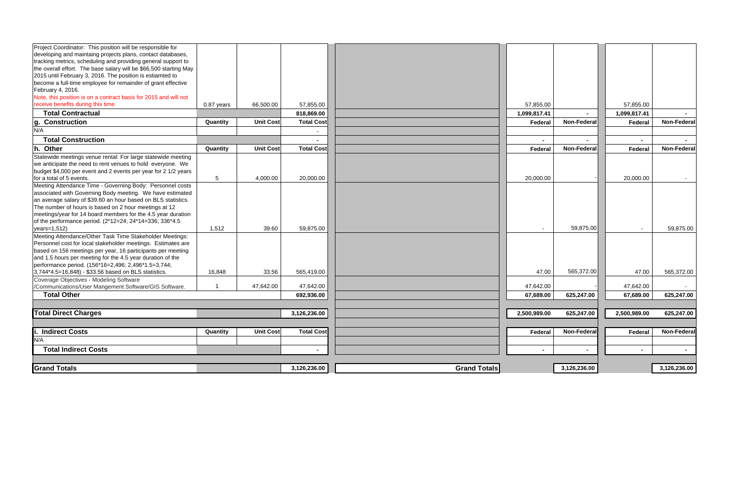| Description | Quantity | Unit Cost | Total Cost | | Federal | Non-Federal | Federal | Non-Federal |
|---|---|---|---|---|---|---|---|---|
| Project Coordinator: This position will be responsible for developing and maintaining projects plans, contact databases, tracking metrics, scheduling and providing general support to the overall effort. The base salary will be $66,500 starting May 2015 until February 3, 2016. The position is estiamted to become a full-time employee for remainder of grant effective February 4, 2016. Note, this position is on a contract basis for 2015 and will not receive benefits during this time. | 0.87 years | 66,500.00 | 57,855.00 | | 57,855.00 | | 57,855.00 | |
| **Total Contractual** | | | **818,869.00** | | **1,099,817.41** | **-** | **1,099,817.41** | **-** |
| **g. Construction** | **Quantity** | **Unit Cost** | **Total Cost** | | **Federal** | **Non-Federal** | **Federal** | **Non-Federal** |
| N/A | | | - | | | | | |
| **Total Construction** | | | **-** | | **-** | **-** | **-** | **-** |
| **h. Other** | **Quantity** | **Unit Cost** | **Total Cost** | | **Federal** | **Non-Federal** | **Federal** | **Non-Federal** |
| Statewide meetings venue rental: For large statewide meeting we anticipate the need to rent venues to hold everyone. We budget $4,000 per event and 2 events per year for 2 1/2 years for a total of 5 events. | 5 | 4,000.00 | 20,000.00 | | 20,000.00 | - | 20,000.00 | - |
| Meeting Attendance Time - Governing Body: Personnel costs associated with Governing Body meeting. We have estimated an average salary of $39.60 an hour based on BLS statistics. The number of hours is based on 2 hour meetings at 12 meetings/year for 14 board members for the 4.5 year duration of the performance period. (2*12=24; 24*14=336; 336*4.5 years=1,512) | 1,512 | 39.60 | 59,875.00 | | - | 59,875.00 | - | 59,875.00 |
| Meeting Attendance/Other Task Time Stakeholder Meetings: Personnel cost for local stakeholder meetings. Estimates are based on 156 meetings per year, 16 participants per meeting and 1.5 hours per meeting for the 4.5 year duration of the performance period. (156*16=2,496; 2,496*1.5=3,744; 3,744*4.5=16,848) - $33.56 based on BLS statistics. | 16,848 | 33.56 | 565,419.00 | | 47.00 | 565,372.00 | 47.00 | 565,372.00 |
| Coverage Objectives - Modeling Software /Communications/User Mangement Software/GIS Software. | 1 | 47,642.00 | 47,642.00 | | 47,642.00 | - | 47,642.00 | - |
| **Total Other** | | | **692,936.00** | | **67,689.00** | **625,247.00** | **67,689.00** | **625,247.00** |
| **Total Direct Charges** | | | **3,126,236.00** | | **2,500,989.00** | **625,247.00** | **2,500,989.00** | **625,247.00** |
| **i. Indirect Costs** | **Quantity** | **Unit Cost** | **Total Cost** | | **Federal** | **Non-Federal** | **Federal** | **Non-Federal** |
| N/A | | | | | | | | |
| **Total Indirect Costs** | | | **-** | | **-** | **-** | **-** | **-** |
| **Grand Totals** | | | **3,126,236.00** | **Grand Totals** | | **3,126,236.00** | | **3,126,236.00** |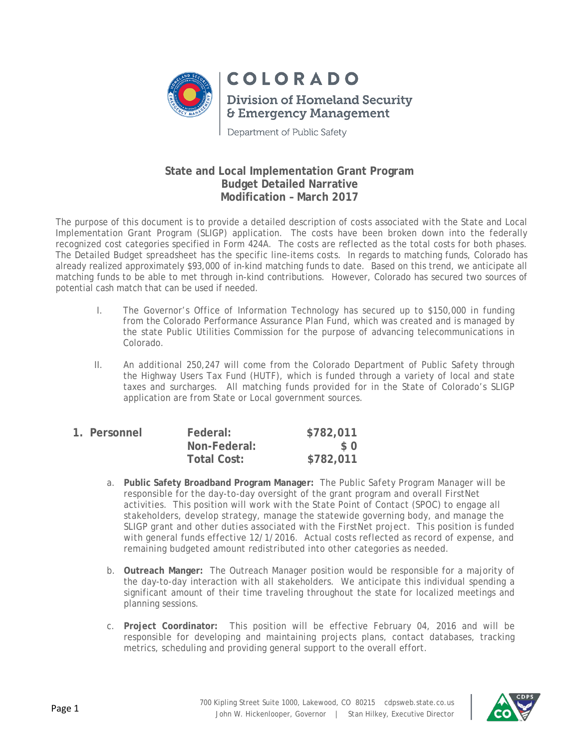COLORADO

Division of Homeland Security & Emergency Management

Department of Public Safety

**State and Local Implementation Grant Program**
**Budget Detailed Narrative**
**Modification – March 2017**

The purpose of this document is to provide a detailed description of costs associated with the State and Local Implementation Grant Program (SLIGP) application. The costs have been broken down into the federally recognized cost categories specified in Form 424A. The costs are reflected as the total costs for both phases. The Detailed Budget spreadsheet has the specific line-items costs. In regards to matching funds, Colorado has already realized approximately $93,000 of in-kind matching funds to date. Based on this trend, we anticipate all matching funds to be able to met through in-kind contributions. However, Colorado has secured two sources of potential cash match that can be used if needed.

I. The Governor's Office of Information Technology has secured up to $150,000 in funding from the Colorado Performance Assurance Plan Fund, which was created and is managed by the state Public Utilities Commission for the purpose of advancing telecommunications in Colorado.

II. An additional 250,247 will come from the Colorado Department of Public Safety through the Highway Users Tax Fund (HUTF), which is funded through a variety of local and state taxes and surcharges. All matching funds provided for in the State of Colorado's SLIGP application are from State or Local government sources.

**1. Personnel**

| | | |
|---|---|---|
| **1. Personnel** | **Federal:** | **$782,011** |
| | **Non-Federal:** | **$ 0** |
| | **Total Cost:** | **$782,011** |

a. **Public Safety Broadband Program Manager:** The Public Safety Program Manager will be responsible for the day-to-day oversight of the grant program and overall FirstNet activities. This position will work with the State Point of Contact (SPOC) to engage all stakeholders, develop strategy, manage the statewide governing body, and manage the SLIGP grant and other duties associated with the FirstNet project. This position is funded with general funds effective 12/1/2016. Actual costs reflected as record of expense, and remaining budgeted amount redistributed into other categories as needed.

b. **Outreach Manger:** The Outreach Manager position would be responsible for a majority of the day-to-day interaction with all stakeholders. We anticipate this individual spending a significant amount of their time traveling throughout the state for localized meetings and planning sessions.

c. **Project Coordinator:** This position will be effective February 04, 2016 and will be responsible for developing and maintaining projects plans, contact databases, tracking metrics, scheduling and providing general support to the overall effort.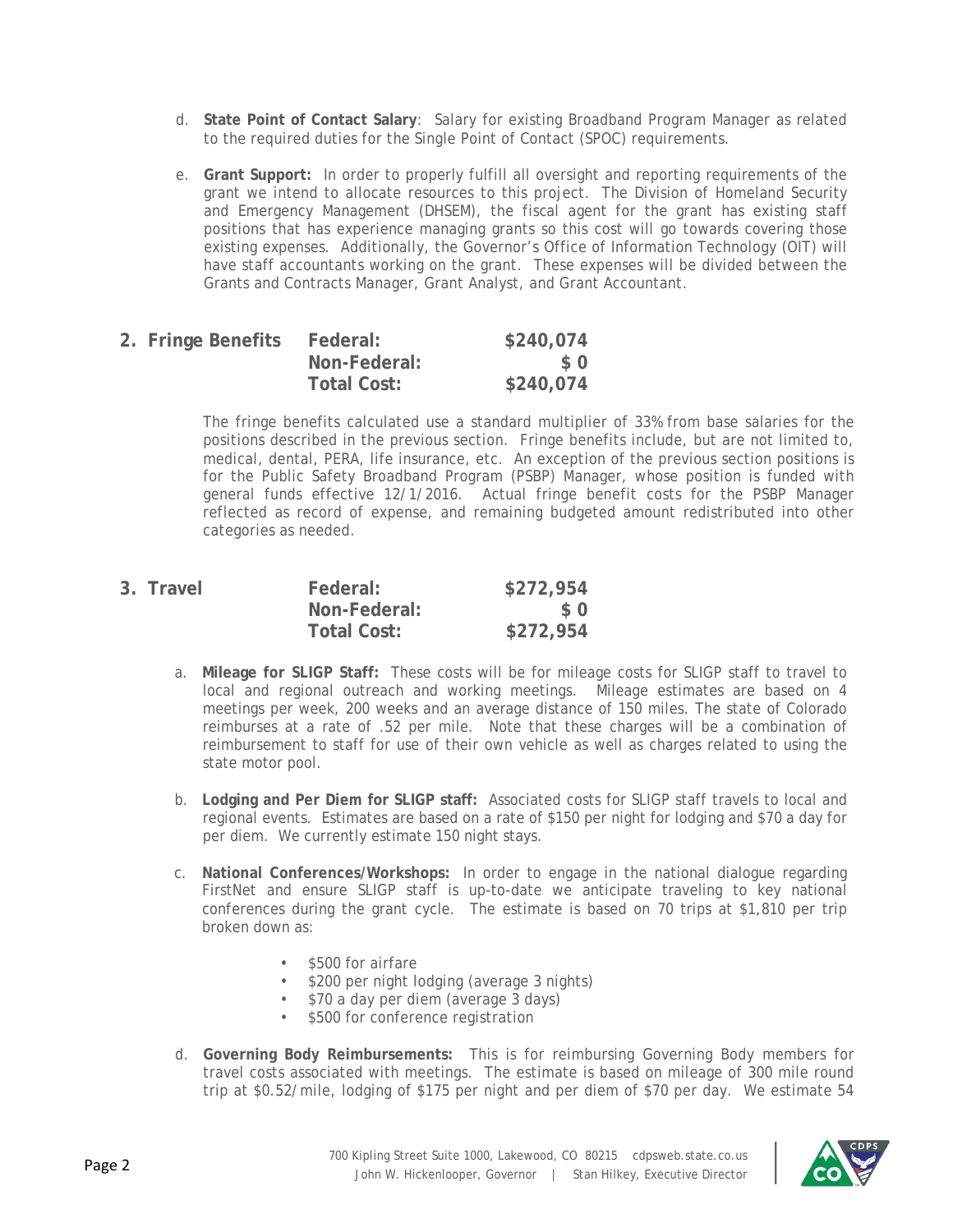d. **State Point of Contact Salary**: Salary for existing Broadband Program Manager as related to the required duties for the Single Point of Contact (SPOC) requirements.

e. **Grant Support:** In order to properly fulfill all oversight and reporting requirements of the grant we intend to allocate resources to this project. The Division of Homeland Security and Emergency Management (DHSEM), the fiscal agent for the grant has existing staff positions that has experience managing grants so this cost will go towards covering those existing expenses. Additionally, the Governor's Office of Information Technology (OIT) will have staff accountants working on the grant. These expenses will be divided between the Grants and Contracts Manager, Grant Analyst, and Grant Accountant.

## 2. Fringe Benefits

| | | |
|---|---|---|
| **2. Fringe Benefits** | **Federal:** | **$240,074** |
| | **Non-Federal:** | **$ 0** |
| | **Total Cost:** | **$240,074** |

The fringe benefits calculated use a standard multiplier of 33% from base salaries for the positions described in the previous section. Fringe benefits include, but are not limited to, medical, dental, PERA, life insurance, etc. An exception of the previous section positions is for the Public Safety Broadband Program (PSBP) Manager, whose position is funded with general funds effective 12/1/2016. Actual fringe benefit costs for the PSBP Manager reflected as record of expense, and remaining budgeted amount redistributed into other categories as needed.

## 3. Travel

| | | |
|---|---|---|
| **3. Travel** | **Federal:** | **$272,954** |
| | **Non-Federal:** | **$ 0** |
| | **Total Cost:** | **$272,954** |

a. **Mileage for SLIGP Staff:** These costs will be for mileage costs for SLIGP staff to travel to local and regional outreach and working meetings. Mileage estimates are based on 4 meetings per week, 200 weeks and an average distance of 150 miles. The state of Colorado reimburses at a rate of .52 per mile. Note that these charges will be a combination of reimbursement to staff for use of their own vehicle as well as charges related to using the state motor pool.

b. **Lodging and Per Diem for SLIGP staff:** Associated costs for SLIGP staff travels to local and regional events. Estimates are based on a rate of $150 per night for lodging and $70 a day for per diem. We currently estimate 150 night stays.

c. **National Conferences/Workshops:** In order to engage in the national dialogue regarding FirstNet and ensure SLIGP staff is up-to-date we anticipate traveling to key national conferences during the grant cycle. The estimate is based on 70 trips at $1,810 per trip broken down as:

- $500 for airfare
- $200 per night lodging (average 3 nights)
- $70 a day per diem (average 3 days)
- $500 for conference registration

d. **Governing Body Reimbursements:** This is for reimbursing Governing Body members for travel costs associated with meetings. The estimate is based on mileage of 300 mile round trip at $0.52/mile, lodging of $175 per night and per diem of $70 per day. We estimate 54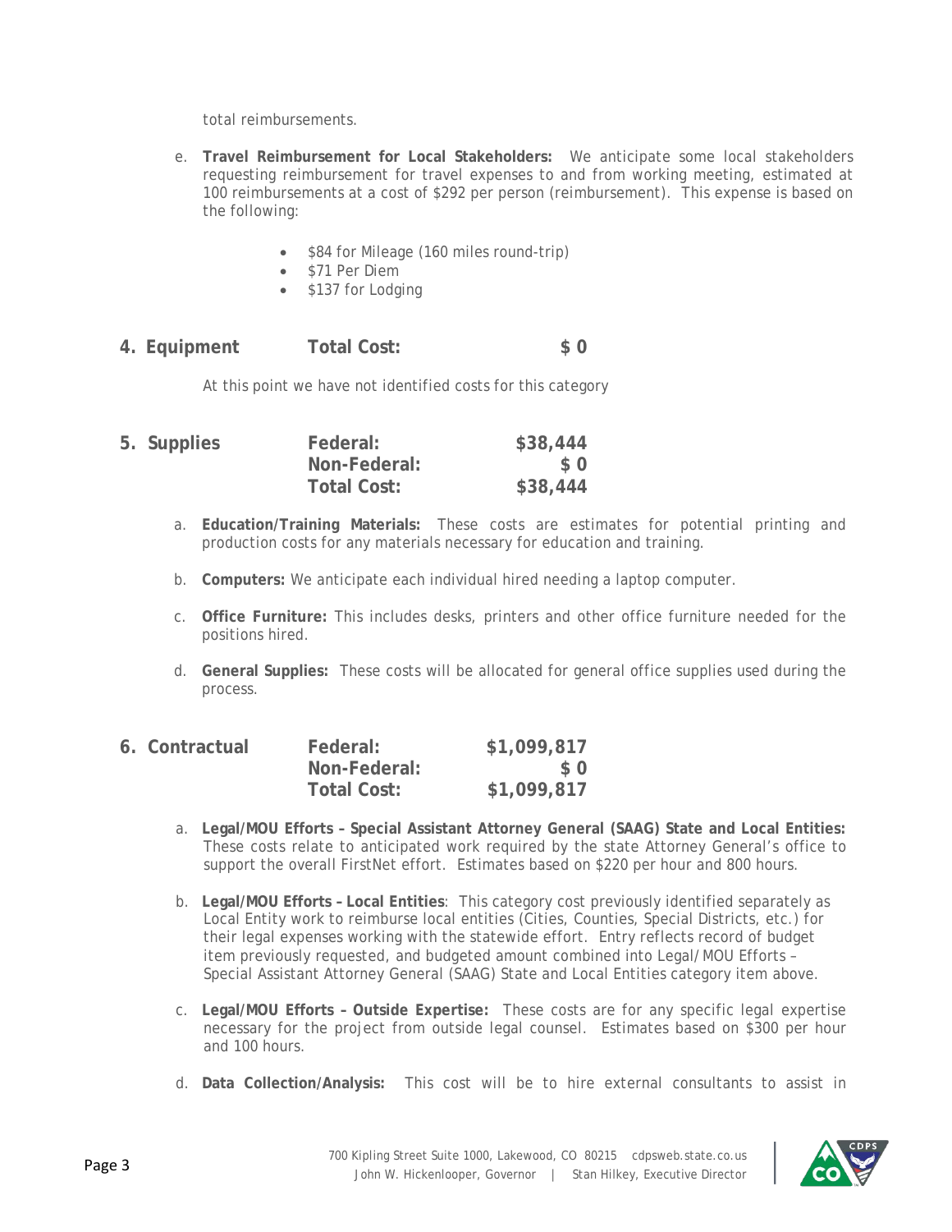total reimbursements.

e. **Travel Reimbursement for Local Stakeholders:** We anticipate some local stakeholders requesting reimbursement for travel expenses to and from working meeting, estimated at 100 reimbursements at a cost of $292 per person (reimbursement). This expense is based on the following:

- $84 for Mileage (160 miles round-trip)
- $71 Per Diem
- $137 for Lodging

## 4. Equipment

| | | |
|---|---|---|
| **4. Equipment** | **Total Cost:** | **$ 0** |

At this point we have not identified costs for this category

## 5. Supplies

| | | |
|---|---|---|
| **5. Supplies** | **Federal:** | **$38,444** |
| | **Non-Federal:** | **$ 0** |
| | **Total Cost:** | **$38,444** |

a. **Education/Training Materials:** These costs are estimates for potential printing and production costs for any materials necessary for education and training.

b. **Computers:** We anticipate each individual hired needing a laptop computer.

c. **Office Furniture:** This includes desks, printers and other office furniture needed for the positions hired.

d. **General Supplies:** These costs will be allocated for general office supplies used during the process.

## 6. Contractual

| | | |
|---|---|---|
| **6. Contractual** | **Federal:** | **$1,099,817** |
| | **Non-Federal:** | **$ 0** |
| | **Total Cost:** | **$1,099,817** |

a. **Legal/MOU Efforts – Special Assistant Attorney General (SAAG) State and Local Entities:** These costs relate to anticipated work required by the state Attorney General's office to support the overall FirstNet effort. Estimates based on $220 per hour and 800 hours.

b. **Legal/MOU Efforts – Local Entities**: This category cost previously identified separately as Local Entity work to reimburse local entities (Cities, Counties, Special Districts, etc.) for their legal expenses working with the statewide effort. Entry reflects record of budget item previously requested, and budgeted amount combined into Legal/MOU Efforts – Special Assistant Attorney General (SAAG) State and Local Entities category item above.

c. **Legal/MOU Efforts – Outside Expertise:** These costs are for any specific legal expertise necessary for the project from outside legal counsel. Estimates based on $300 per hour and 100 hours.

d. **Data Collection/Analysis:** This cost will be to hire external consultants to assist in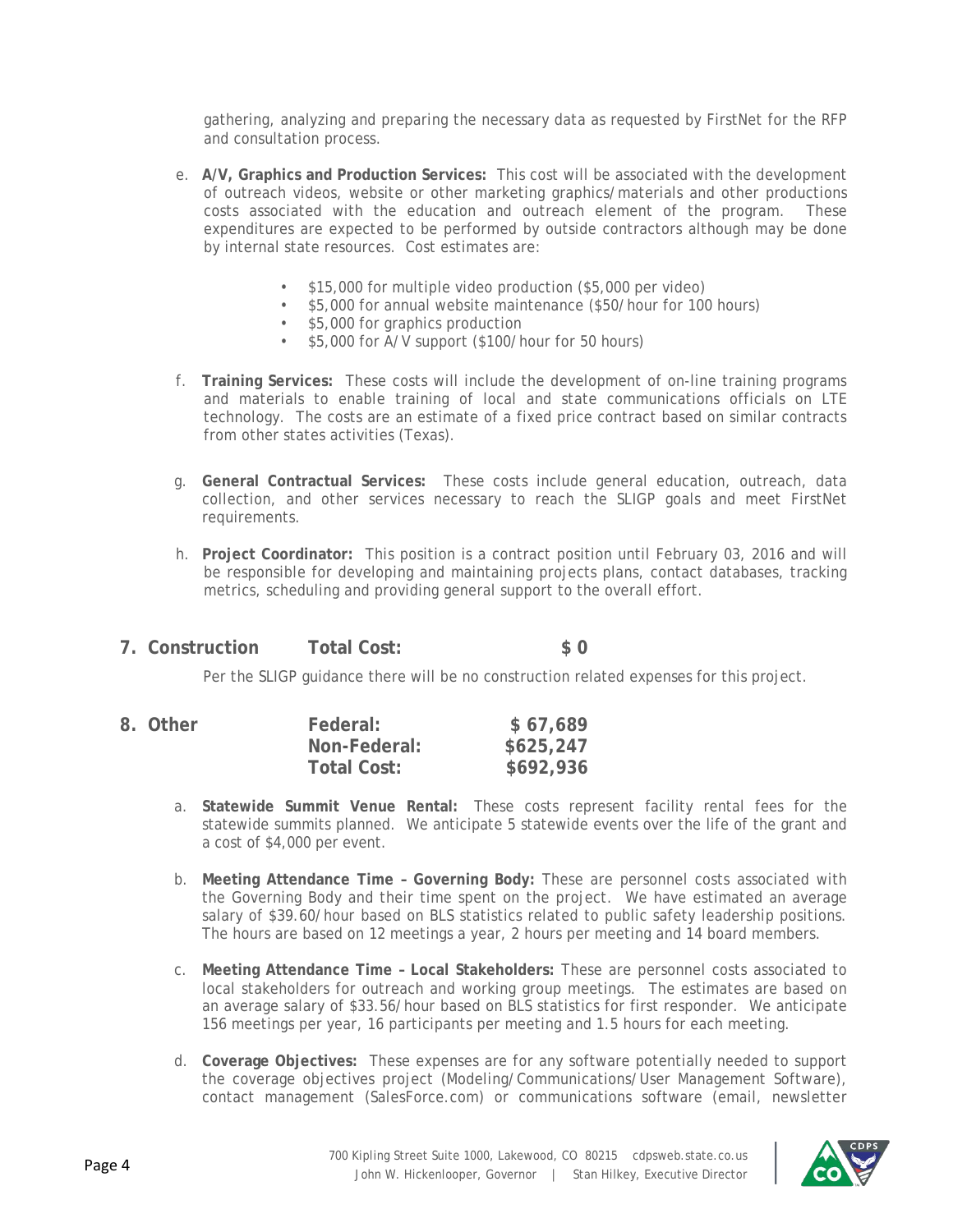gathering, analyzing and preparing the necessary data as requested by FirstNet for the RFP and consultation process.

e. **A/V, Graphics and Production Services:** This cost will be associated with the development of outreach videos, website or other marketing graphics/materials and other productions costs associated with the education and outreach element of the program. These expenditures are expected to be performed by outside contractors although may be done by internal state resources. Cost estimates are:

- $15,000 for multiple video production ($5,000 per video)
- $5,000 for annual website maintenance ($50/hour for 100 hours)
- $5,000 for graphics production
- $5,000 for A/V support ($100/hour for 50 hours)

f. **Training Services:** These costs will include the development of on-line training programs and materials to enable training of local and state communications officials on LTE technology. The costs are an estimate of a fixed price contract based on similar contracts from other states activities (Texas).

g. **General Contractual Services:** These costs include general education, outreach, data collection, and other services necessary to reach the SLIGP goals and meet FirstNet requirements.

h. **Project Coordinator:** This position is a contract position until February 03, 2016 and will be responsible for developing and maintaining projects plans, contact databases, tracking metrics, scheduling and providing general support to the overall effort.

## 7. Construction — Total Cost: $ 0

Per the SLIGP guidance there will be no construction related expenses for this project.

## 8. Other

| | |
|---|---|
| **Federal:** | **$ 67,689** |
| **Non-Federal:** | **$625,247** |
| **Total Cost:** | **$692,936** |

a. **Statewide Summit Venue Rental:** These costs represent facility rental fees for the statewide summits planned. We anticipate 5 statewide events over the life of the grant and a cost of $4,000 per event.

b. **Meeting Attendance Time – Governing Body:** These are personnel costs associated with the Governing Body and their time spent on the project. We have estimated an average salary of $39.60/hour based on BLS statistics related to public safety leadership positions. The hours are based on 12 meetings a year, 2 hours per meeting and 14 board members.

c. **Meeting Attendance Time – Local Stakeholders:** These are personnel costs associated to local stakeholders for outreach and working group meetings. The estimates are based on an average salary of $33.56/hour based on BLS statistics for first responder. We anticipate 156 meetings per year, 16 participants per meeting and 1.5 hours for each meeting.

d. **Coverage Objectives:** These expenses are for any software potentially needed to support the coverage objectives project (Modeling/Communications/User Management Software), contact management (SalesForce.com) or communications software (email, newsletter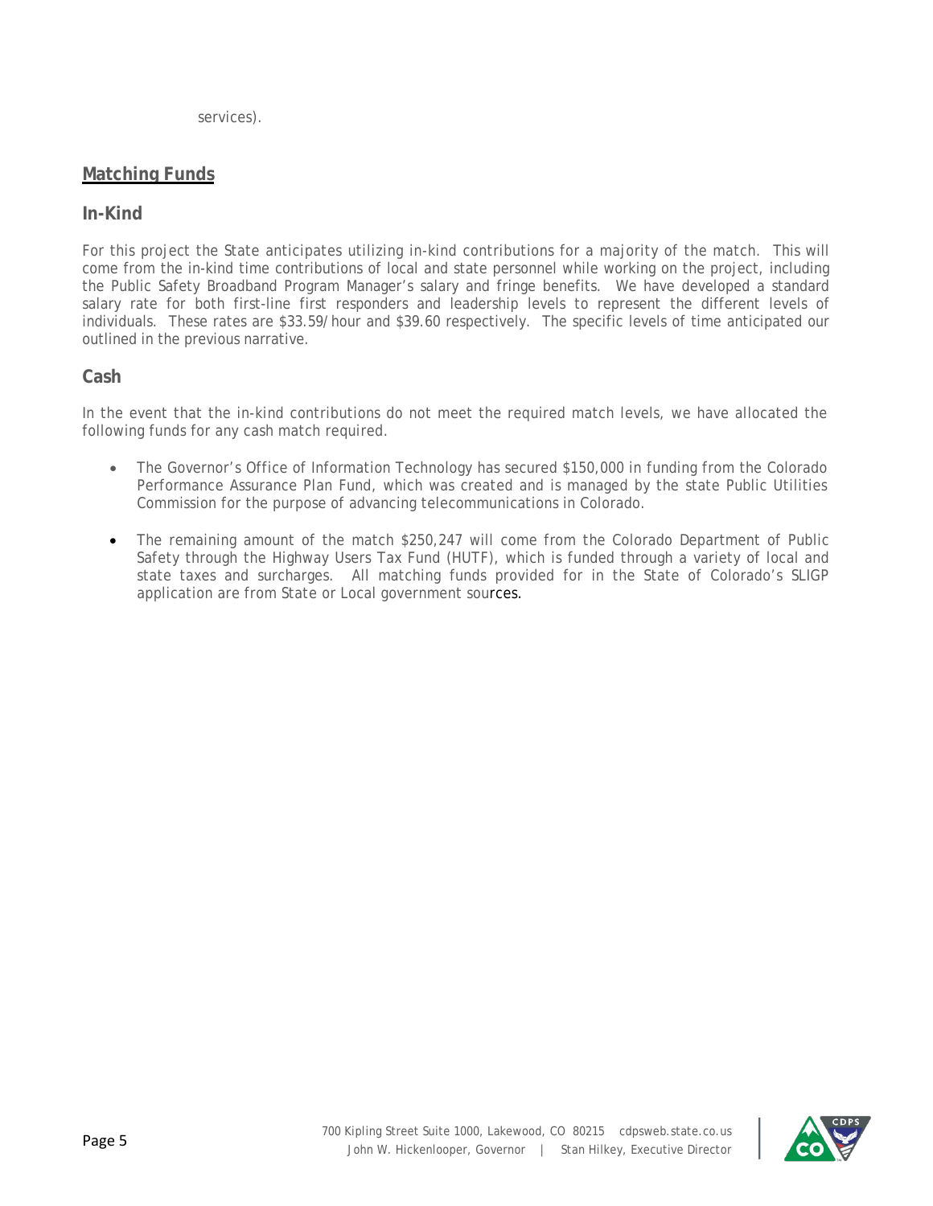services).

## Matching Funds

### In-Kind

For this project the State anticipates utilizing in-kind contributions for a majority of the match. This will come from the in-kind time contributions of local and state personnel while working on the project, including the Public Safety Broadband Program Manager's salary and fringe benefits. We have developed a standard salary rate for both first-line first responders and leadership levels to represent the different levels of individuals. These rates are $33.59/hour and $39.60 respectively. The specific levels of time anticipated our outlined in the previous narrative.

### Cash

In the event that the in-kind contributions do not meet the required match levels, we have allocated the following funds for any cash match required.

- The Governor's Office of Information Technology has secured $150,000 in funding from the Colorado Performance Assurance Plan Fund, which was created and is managed by the state Public Utilities Commission for the purpose of advancing telecommunications in Colorado.
- The remaining amount of the match $250,247 will come from the Colorado Department of Public Safety through the Highway Users Tax Fund (HUTF), which is funded through a variety of local and state taxes and surcharges. All matching funds provided for in the State of Colorado's SLIGP application are from State or Local government sources.